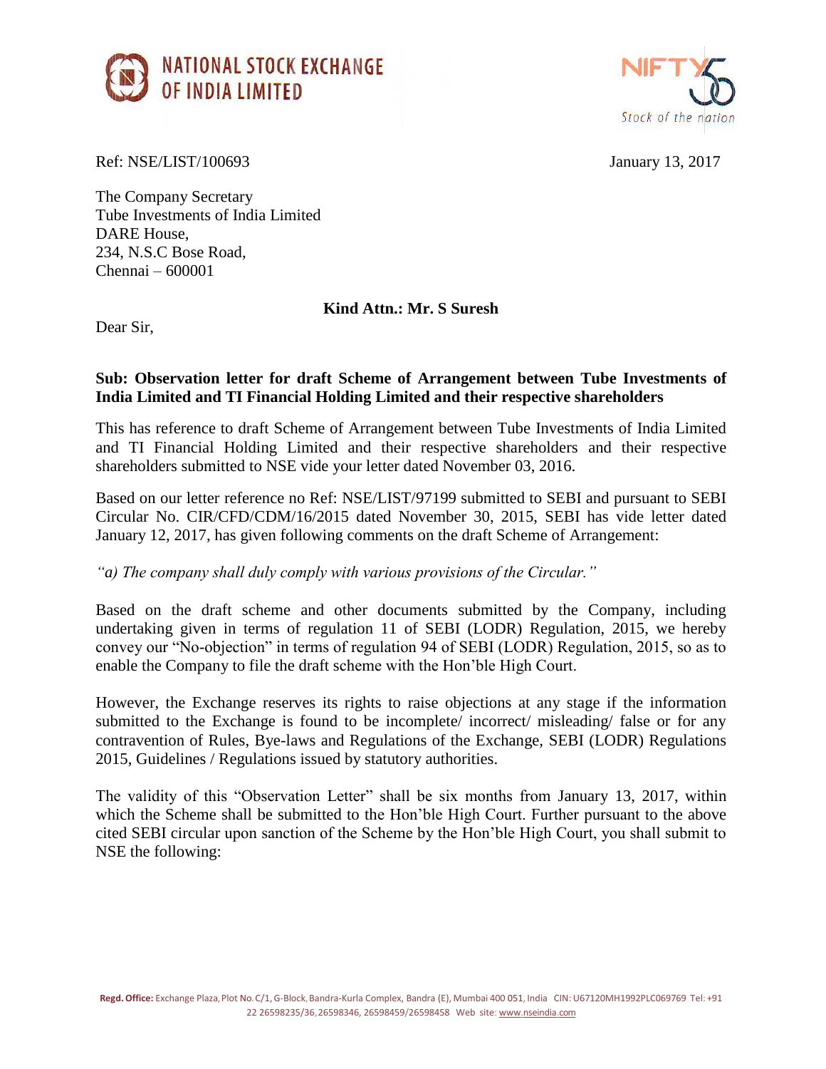NATIONAL STOCK EXCHANGE OF INDIA LIMITED

Ref: NSE/LIST/100693

January 13, 2017

The Company Secretary
Tube Investments of India Limited
DARE House,
234, N.S.C Bose Road,
Chennai – 600001

**Kind Attn.: Mr. S Suresh**

Dear Sir,

**Sub: Observation letter for draft Scheme of Arrangement between Tube Investments of India Limited and TI Financial Holding Limited and their respective shareholders**

This has reference to draft Scheme of Arrangement between Tube Investments of India Limited and TI Financial Holding Limited and their respective shareholders and their respective shareholders submitted to NSE vide your letter dated November 03, 2016.

Based on our letter reference no Ref: NSE/LIST/97199 submitted to SEBI and pursuant to SEBI Circular No. CIR/CFD/CDM/16/2015 dated November 30, 2015, SEBI has vide letter dated January 12, 2017, has given following comments on the draft Scheme of Arrangement:

*"a) The company shall duly comply with various provisions of the Circular."*

Based on the draft scheme and other documents submitted by the Company, including undertaking given in terms of regulation 11 of SEBI (LODR) Regulation, 2015, we hereby convey our "No-objection" in terms of regulation 94 of SEBI (LODR) Regulation, 2015, so as to enable the Company to file the draft scheme with the Hon'ble High Court.

However, the Exchange reserves its rights to raise objections at any stage if the information submitted to the Exchange is found to be incomplete/ incorrect/ misleading/ false or for any contravention of Rules, Bye-laws and Regulations of the Exchange, SEBI (LODR) Regulations 2015, Guidelines / Regulations issued by statutory authorities.

The validity of this "Observation Letter" shall be six months from January 13, 2017, within which the Scheme shall be submitted to the Hon'ble High Court. Further pursuant to the above cited SEBI circular upon sanction of the Scheme by the Hon'ble High Court, you shall submit to NSE the following: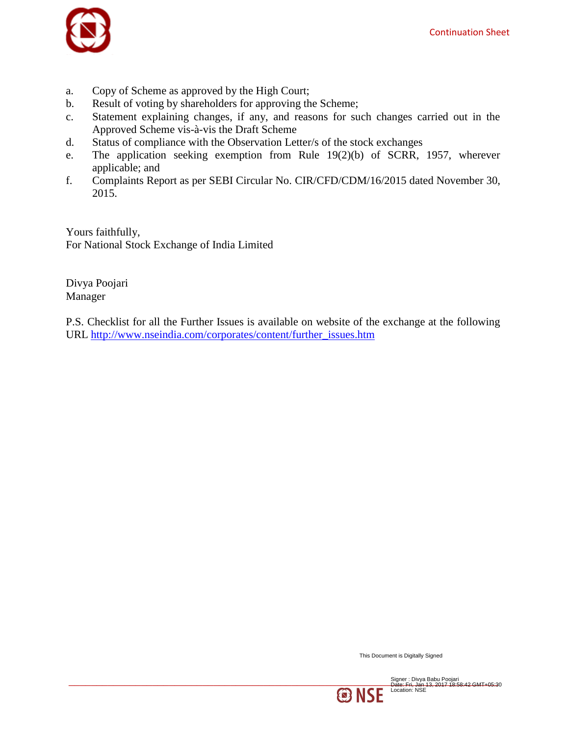a. Copy of Scheme as approved by the High Court;
b. Result of voting by shareholders for approving the Scheme;
c. Statement explaining changes, if any, and reasons for such changes carried out in the Approved Scheme vis-à-vis the Draft Scheme
d. Status of compliance with the Observation Letter/s of the stock exchanges
e. The application seeking exemption from Rule 19(2)(b) of SCRR, 1957, wherever applicable; and
f. Complaints Report as per SEBI Circular No. CIR/CFD/CDM/16/2015 dated November 30, 2015.

Yours faithfully,
For National Stock Exchange of India Limited

Divya Poojari
Manager

P.S. Checklist for all the Further Issues is available on website of the exchange at the following URL http://www.nseindia.com/corporates/content/further_issues.htm

This Document is Digitally Signed

Signer : Divya Babu Poojari
Date: Fri, Jan 13, 2017 18:58:42 GMT+05:30
Location: NSE